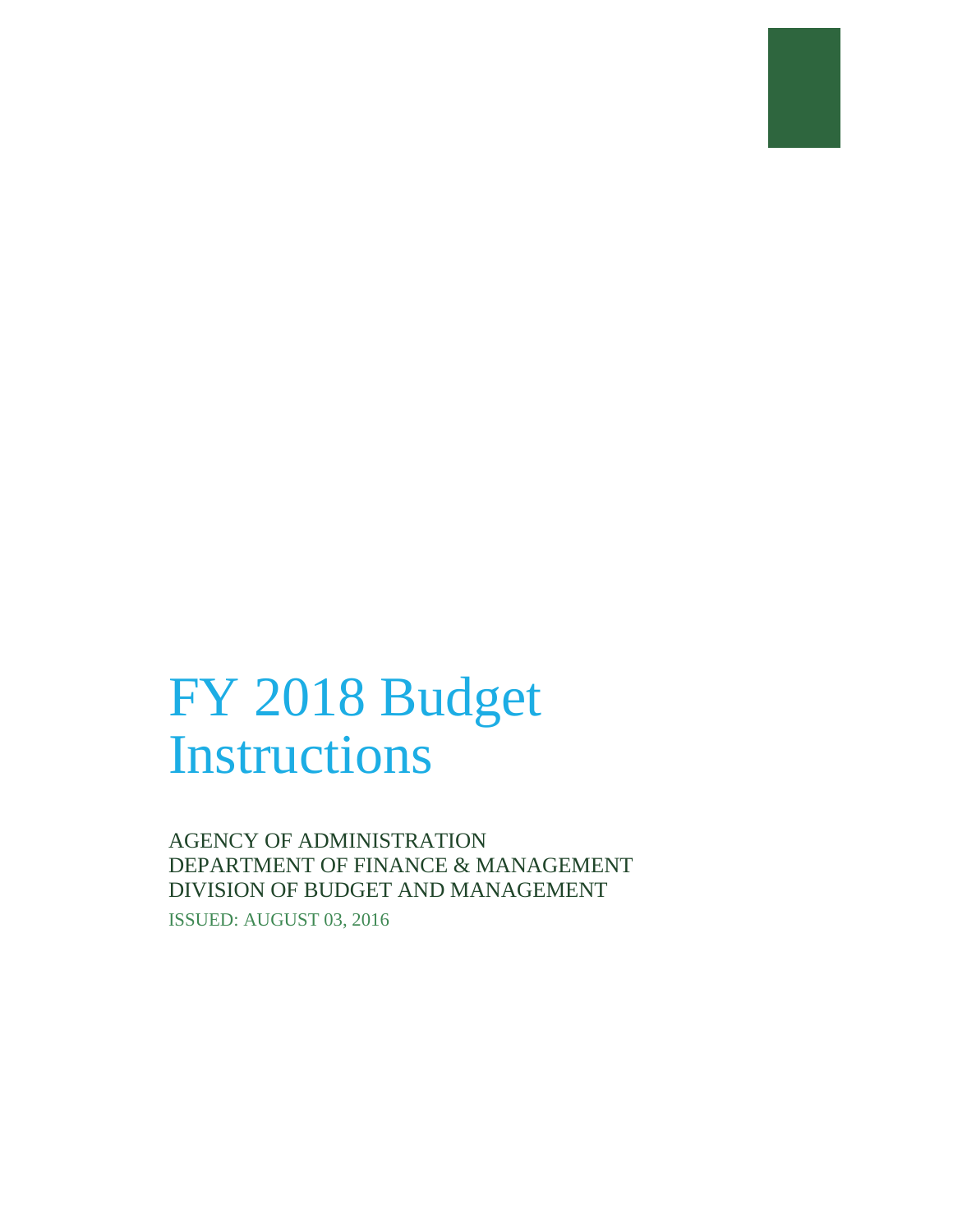# FY 2018 Budget Instructions

AGENCY OF ADMINISTRATION
DEPARTMENT OF FINANCE & MANAGEMENT
DIVISION OF BUDGET AND MANAGEMENT

ISSUED: AUGUST 03, 2016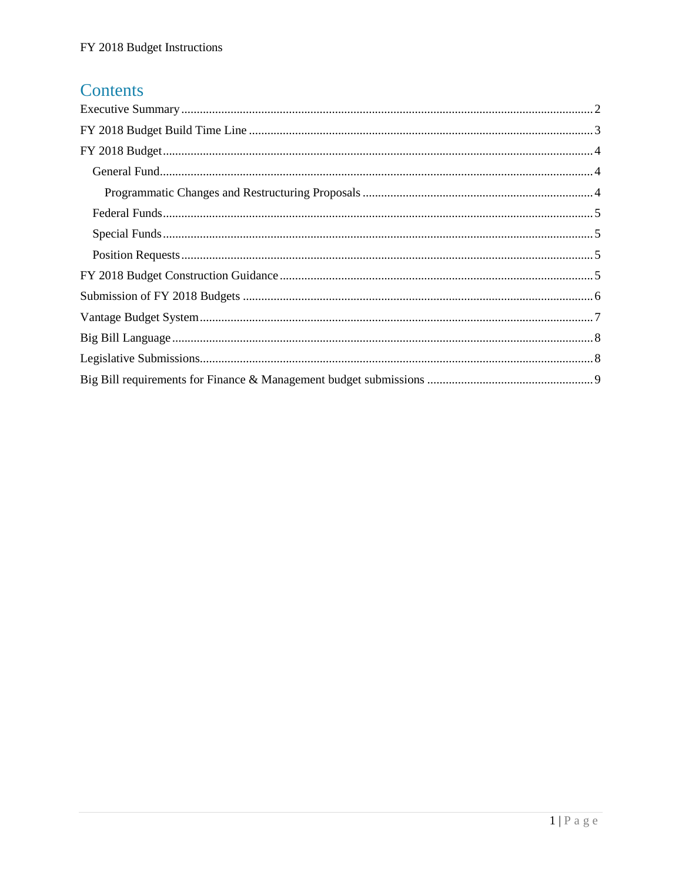# Contents

- Executive Summary ..... 2
- FY 2018 Budget Build Time Line ..... 3
- FY 2018 Budget ..... 4
  - General Fund ..... 4
    - Programmatic Changes and Restructuring Proposals ..... 4
  - Federal Funds ..... 5
  - Special Funds ..... 5
  - Position Requests ..... 5
- FY 2018 Budget Construction Guidance ..... 5
- Submission of FY 2018 Budgets ..... 6
- Vantage Budget System ..... 7
- Big Bill Language ..... 8
- Legislative Submissions ..... 8
- Big Bill requirements for Finance & Management budget submissions ..... 9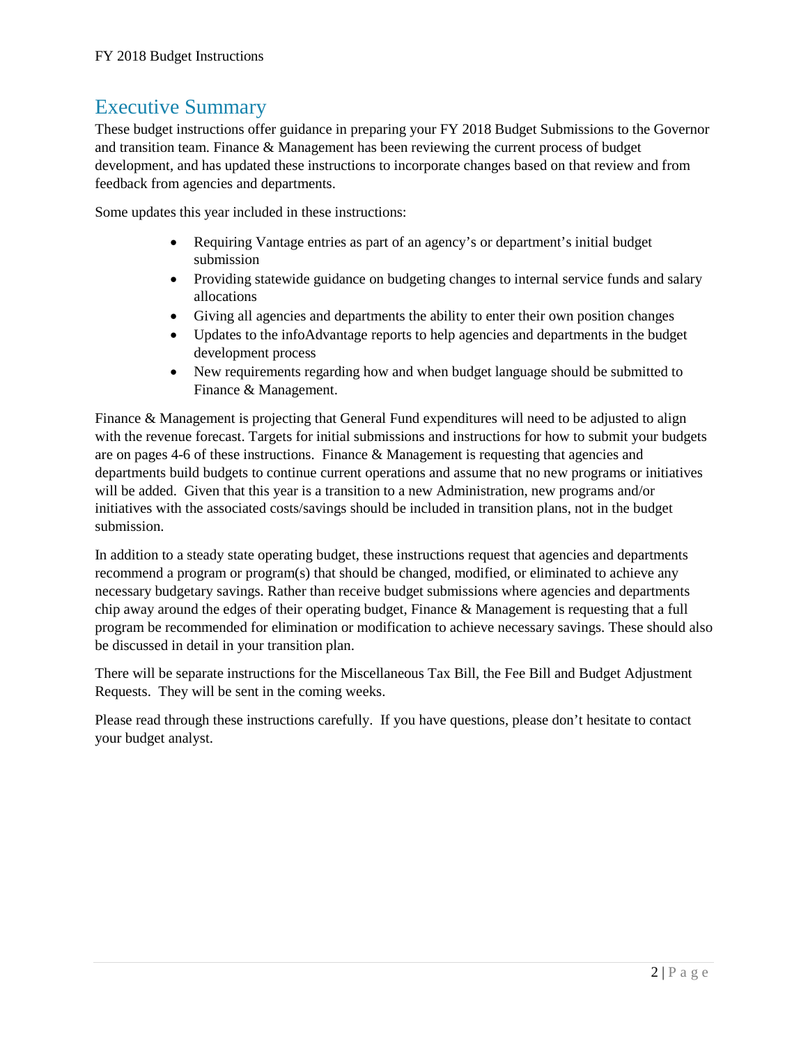# Executive Summary

These budget instructions offer guidance in preparing your FY 2018 Budget Submissions to the Governor and transition team. Finance & Management has been reviewing the current process of budget development, and has updated these instructions to incorporate changes based on that review and from feedback from agencies and departments.

Some updates this year included in these instructions:

- Requiring Vantage entries as part of an agency's or department's initial budget submission
- Providing statewide guidance on budgeting changes to internal service funds and salary allocations
- Giving all agencies and departments the ability to enter their own position changes
- Updates to the infoAdvantage reports to help agencies and departments in the budget development process
- New requirements regarding how and when budget language should be submitted to Finance & Management.

Finance & Management is projecting that General Fund expenditures will need to be adjusted to align with the revenue forecast. Targets for initial submissions and instructions for how to submit your budgets are on pages 4-6 of these instructions. Finance & Management is requesting that agencies and departments build budgets to continue current operations and assume that no new programs or initiatives will be added. Given that this year is a transition to a new Administration, new programs and/or initiatives with the associated costs/savings should be included in transition plans, not in the budget submission.

In addition to a steady state operating budget, these instructions request that agencies and departments recommend a program or program(s) that should be changed, modified, or eliminated to achieve any necessary budgetary savings. Rather than receive budget submissions where agencies and departments chip away around the edges of their operating budget, Finance & Management is requesting that a full program be recommended for elimination or modification to achieve necessary savings. These should also be discussed in detail in your transition plan.

There will be separate instructions for the Miscellaneous Tax Bill, the Fee Bill and Budget Adjustment Requests. They will be sent in the coming weeks.

Please read through these instructions carefully. If you have questions, please don't hesitate to contact your budget analyst.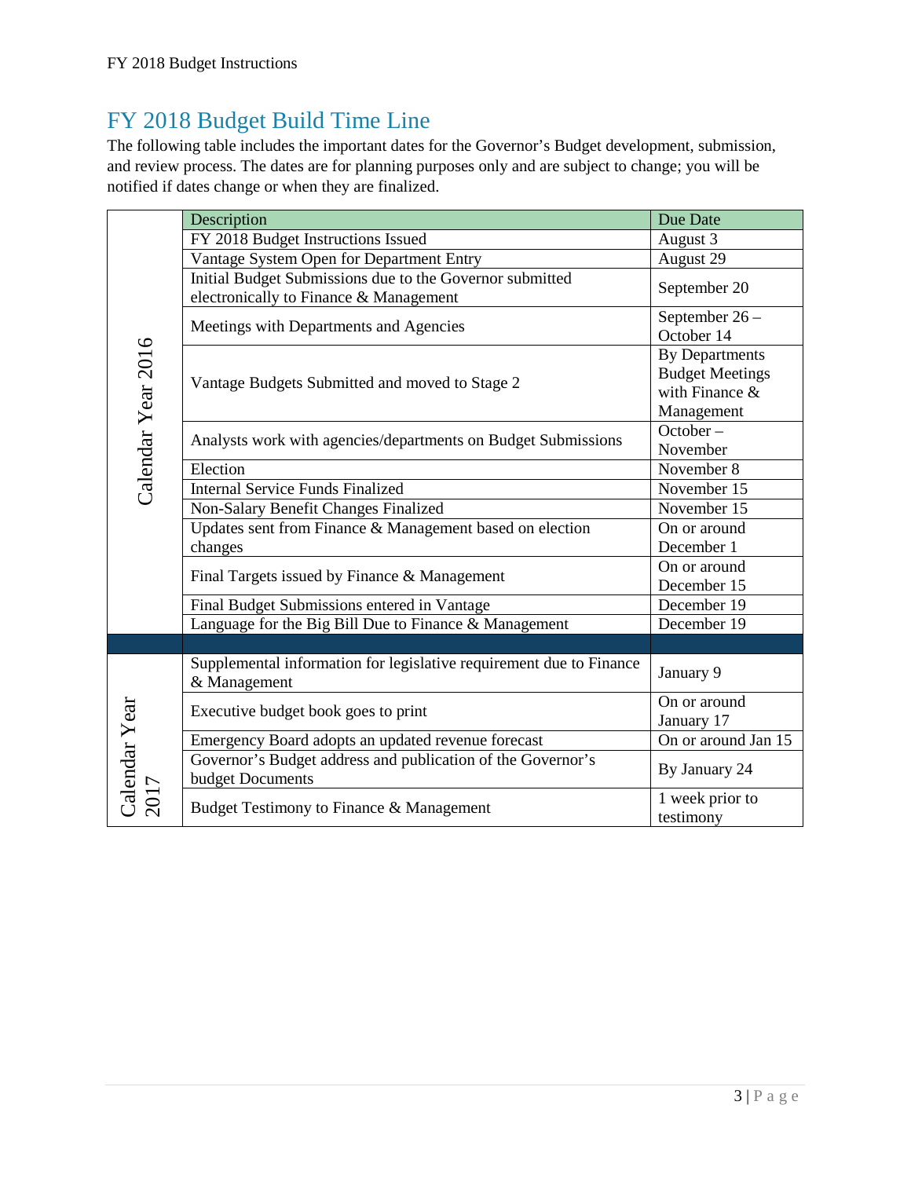## FY 2018 Budget Build Time Line

The following table includes the important dates for the Governor's Budget development, submission, and review process. The dates are for planning purposes only and are subject to change; you will be notified if dates change or when they are finalized.

| | Description | Due Date |
|---|---|---|
| Calendar Year 2016 | FY 2018 Budget Instructions Issued | August 3 |
| | Vantage System Open for Department Entry | August 29 |
| | Initial Budget Submissions due to the Governor submitted electronically to Finance & Management | September 20 |
| | Meetings with Departments and Agencies | September 26 – October 14 |
| | Vantage Budgets Submitted and moved to Stage 2 | By Departments Budget Meetings with Finance & Management |
| | Analysts work with agencies/departments on Budget Submissions | October – November |
| | Election | November 8 |
| | Internal Service Funds Finalized | November 15 |
| | Non-Salary Benefit Changes Finalized | November 15 |
| | Updates sent from Finance & Management based on election changes | On or around December 1 |
| | Final Targets issued by Finance & Management | On or around December 15 |
| | Final Budget Submissions entered in Vantage | December 19 |
| | Language for the Big Bill Due to Finance & Management | December 19 |
| | | |
| Calendar Year 2017 | Supplemental information for legislative requirement due to Finance & Management | January 9 |
| | Executive budget book goes to print | On or around January 17 |
| | Emergency Board adopts an updated revenue forecast | On or around Jan 15 |
| | Governor's Budget address and publication of the Governor's budget Documents | By January 24 |
| | Budget Testimony to Finance & Management | 1 week prior to testimony |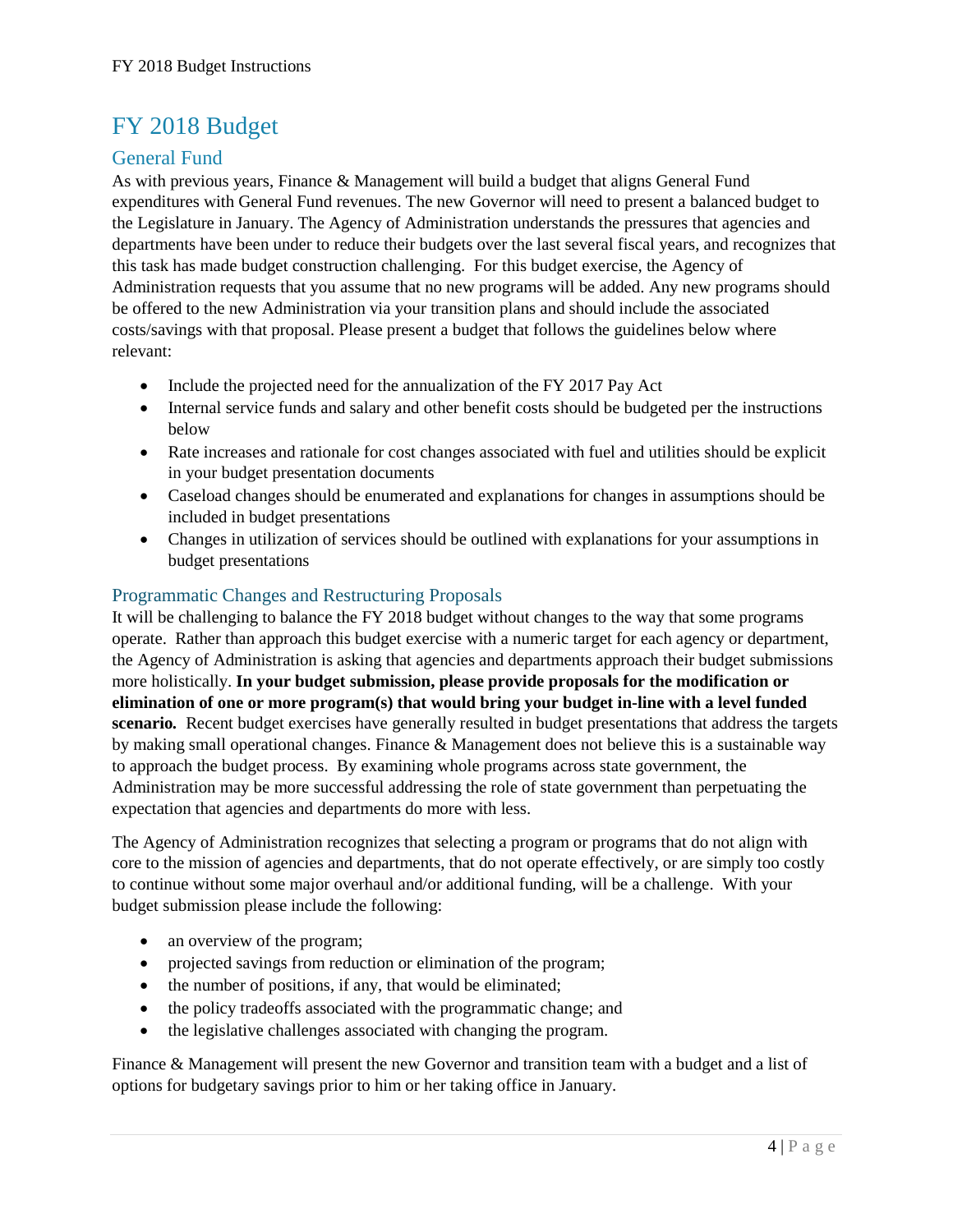# FY 2018 Budget

## General Fund

As with previous years, Finance & Management will build a budget that aligns General Fund expenditures with General Fund revenues. The new Governor will need to present a balanced budget to the Legislature in January. The Agency of Administration understands the pressures that agencies and departments have been under to reduce their budgets over the last several fiscal years, and recognizes that this task has made budget construction challenging. For this budget exercise, the Agency of Administration requests that you assume that no new programs will be added. Any new programs should be offered to the new Administration via your transition plans and should include the associated costs/savings with that proposal. Please present a budget that follows the guidelines below where relevant:

- Include the projected need for the annualization of the FY 2017 Pay Act
- Internal service funds and salary and other benefit costs should be budgeted per the instructions below
- Rate increases and rationale for cost changes associated with fuel and utilities should be explicit in your budget presentation documents
- Caseload changes should be enumerated and explanations for changes in assumptions should be included in budget presentations
- Changes in utilization of services should be outlined with explanations for your assumptions in budget presentations

## Programmatic Changes and Restructuring Proposals

It will be challenging to balance the FY 2018 budget without changes to the way that some programs operate. Rather than approach this budget exercise with a numeric target for each agency or department, the Agency of Administration is asking that agencies and departments approach their budget submissions more holistically. **In your budget submission, please provide proposals for the modification or elimination of one or more program(s) that would bring your budget in-line with a level funded scenario.** Recent budget exercises have generally resulted in budget presentations that address the targets by making small operational changes. Finance & Management does not believe this is a sustainable way to approach the budget process. By examining whole programs across state government, the Administration may be more successful addressing the role of state government than perpetuating the expectation that agencies and departments do more with less.

The Agency of Administration recognizes that selecting a program or programs that do not align with core to the mission of agencies and departments, that do not operate effectively, or are simply too costly to continue without some major overhaul and/or additional funding, will be a challenge. With your budget submission please include the following:

- an overview of the program;
- projected savings from reduction or elimination of the program;
- the number of positions, if any, that would be eliminated;
- the policy tradeoffs associated with the programmatic change; and
- the legislative challenges associated with changing the program.

Finance & Management will present the new Governor and transition team with a budget and a list of options for budgetary savings prior to him or her taking office in January.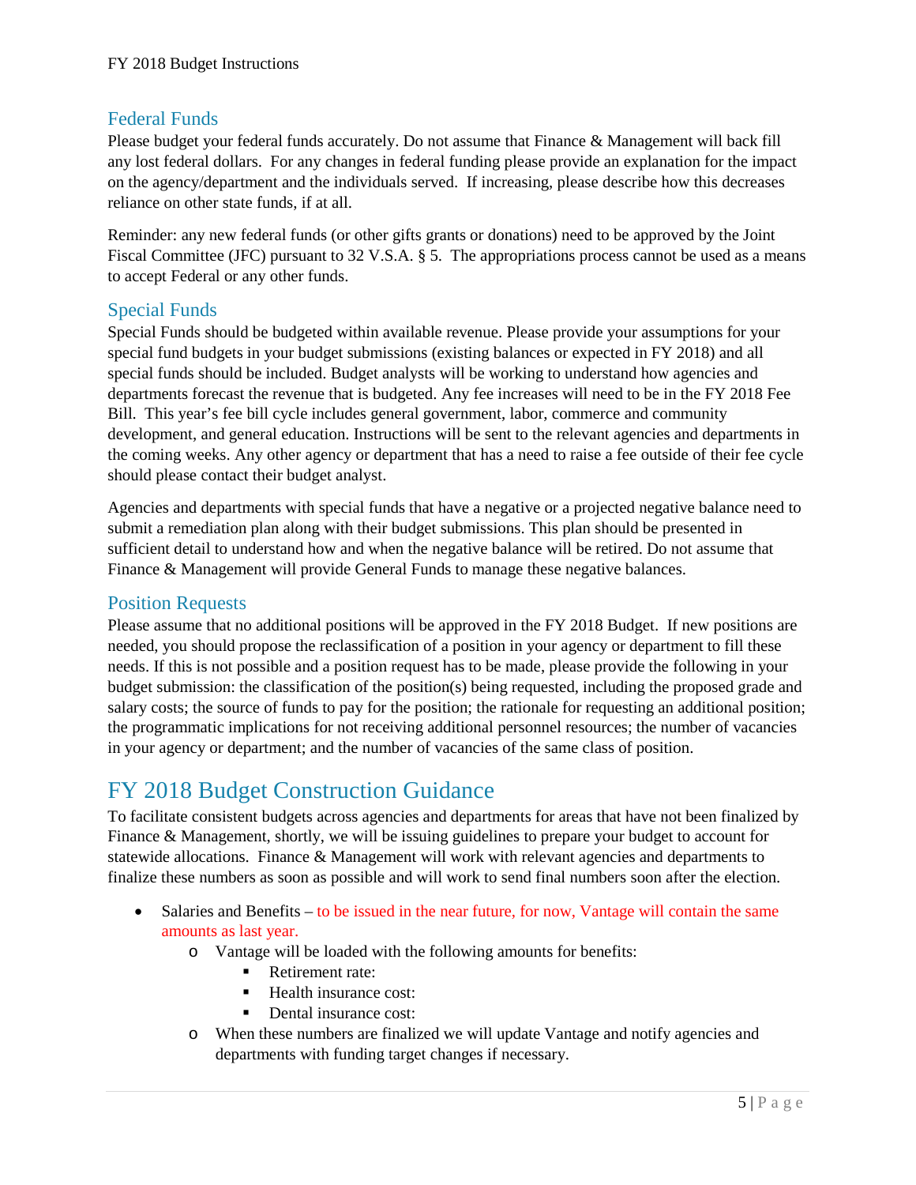## Federal Funds

Please budget your federal funds accurately. Do not assume that Finance & Management will back fill any lost federal dollars. For any changes in federal funding please provide an explanation for the impact on the agency/department and the individuals served. If increasing, please describe how this decreases reliance on other state funds, if at all.

Reminder: any new federal funds (or other gifts grants or donations) need to be approved by the Joint Fiscal Committee (JFC) pursuant to 32 V.S.A. § 5. The appropriations process cannot be used as a means to accept Federal or any other funds.

## Special Funds

Special Funds should be budgeted within available revenue. Please provide your assumptions for your special fund budgets in your budget submissions (existing balances or expected in FY 2018) and all special funds should be included. Budget analysts will be working to understand how agencies and departments forecast the revenue that is budgeted. Any fee increases will need to be in the FY 2018 Fee Bill. This year's fee bill cycle includes general government, labor, commerce and community development, and general education. Instructions will be sent to the relevant agencies and departments in the coming weeks. Any other agency or department that has a need to raise a fee outside of their fee cycle should please contact their budget analyst.

Agencies and departments with special funds that have a negative or a projected negative balance need to submit a remediation plan along with their budget submissions. This plan should be presented in sufficient detail to understand how and when the negative balance will be retired. Do not assume that Finance & Management will provide General Funds to manage these negative balances.

## Position Requests

Please assume that no additional positions will be approved in the FY 2018 Budget. If new positions are needed, you should propose the reclassification of a position in your agency or department to fill these needs. If this is not possible and a position request has to be made, please provide the following in your budget submission: the classification of the position(s) being requested, including the proposed grade and salary costs; the source of funds to pay for the position; the rationale for requesting an additional position; the programmatic implications for not receiving additional personnel resources; the number of vacancies in your agency or department; and the number of vacancies of the same class of position.

# FY 2018 Budget Construction Guidance

To facilitate consistent budgets across agencies and departments for areas that have not been finalized by Finance & Management, shortly, we will be issuing guidelines to prepare your budget to account for statewide allocations. Finance & Management will work with relevant agencies and departments to finalize these numbers as soon as possible and will work to send final numbers soon after the election.

- Salaries and Benefits – to be issued in the near future, for now, Vantage will contain the same amounts as last year.
  - Vantage will be loaded with the following amounts for benefits:
    - Retirement rate:
    - Health insurance cost:
    - Dental insurance cost:
  - When these numbers are finalized we will update Vantage and notify agencies and departments with funding target changes if necessary.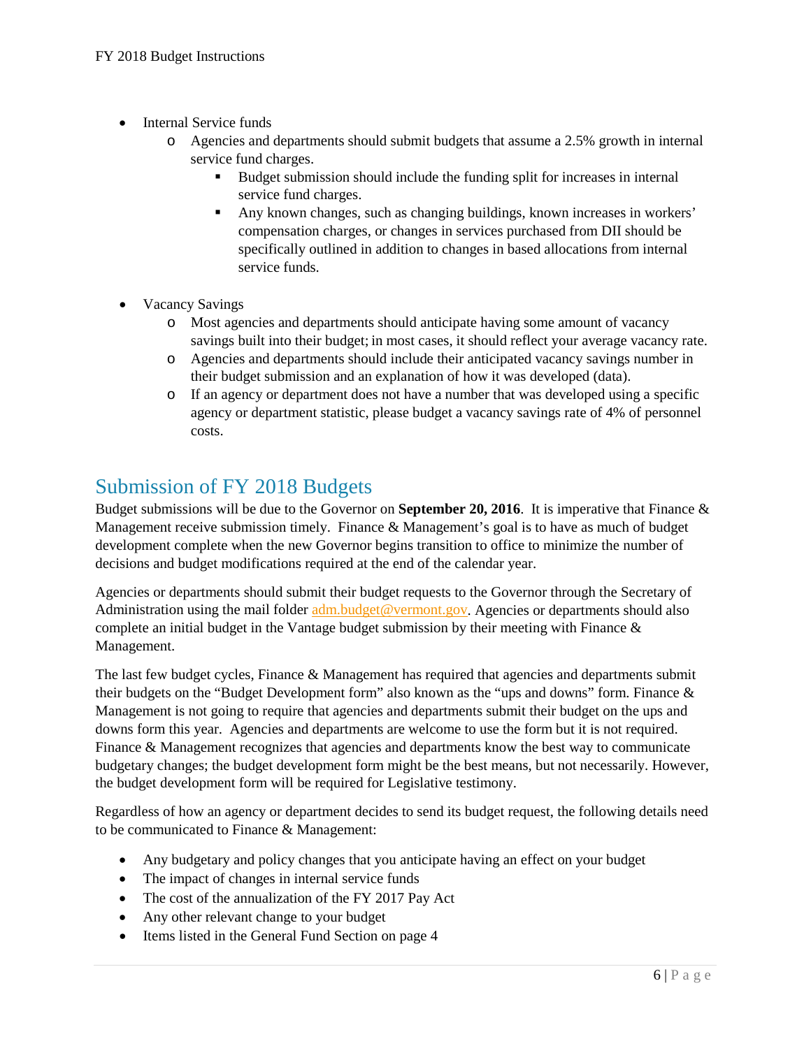- Internal Service funds
  - Agencies and departments should submit budgets that assume a 2.5% growth in internal service fund charges.
    - Budget submission should include the funding split for increases in internal service fund charges.
    - Any known changes, such as changing buildings, known increases in workers' compensation charges, or changes in services purchased from DII should be specifically outlined in addition to changes in based allocations from internal service funds.

- Vacancy Savings
  - Most agencies and departments should anticipate having some amount of vacancy savings built into their budget; in most cases, it should reflect your average vacancy rate.
  - Agencies and departments should include their anticipated vacancy savings number in their budget submission and an explanation of how it was developed (data).
  - If an agency or department does not have a number that was developed using a specific agency or department statistic, please budget a vacancy savings rate of 4% of personnel costs.

## Submission of FY 2018 Budgets

Budget submissions will be due to the Governor on **September 20, 2016**. It is imperative that Finance & Management receive submission timely. Finance & Management's goal is to have as much of budget development complete when the new Governor begins transition to office to minimize the number of decisions and budget modifications required at the end of the calendar year.

Agencies or departments should submit their budget requests to the Governor through the Secretary of Administration using the mail folder adm.budget@vermont.gov. Agencies or departments should also complete an initial budget in the Vantage budget submission by their meeting with Finance & Management.

The last few budget cycles, Finance & Management has required that agencies and departments submit their budgets on the "Budget Development form" also known as the "ups and downs" form. Finance & Management is not going to require that agencies and departments submit their budget on the ups and downs form this year. Agencies and departments are welcome to use the form but it is not required. Finance & Management recognizes that agencies and departments know the best way to communicate budgetary changes; the budget development form might be the best means, but not necessarily. However, the budget development form will be required for Legislative testimony.

Regardless of how an agency or department decides to send its budget request, the following details need to be communicated to Finance & Management:

- Any budgetary and policy changes that you anticipate having an effect on your budget
- The impact of changes in internal service funds
- The cost of the annualization of the FY 2017 Pay Act
- Any other relevant change to your budget
- Items listed in the General Fund Section on page 4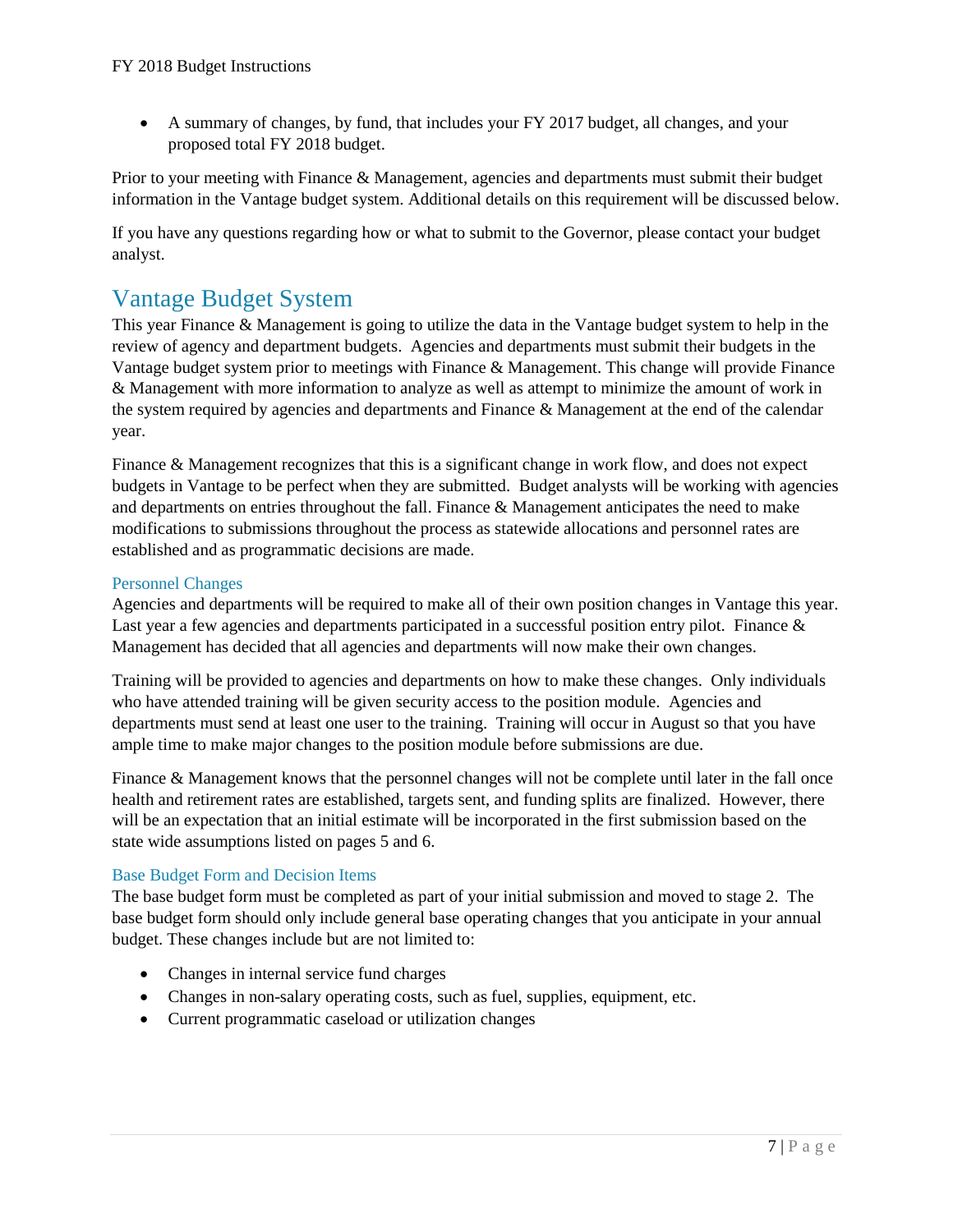- A summary of changes, by fund, that includes your FY 2017 budget, all changes, and your proposed total FY 2018 budget.

Prior to your meeting with Finance & Management, agencies and departments must submit their budget information in the Vantage budget system. Additional details on this requirement will be discussed below.

If you have any questions regarding how or what to submit to the Governor, please contact your budget analyst.

## Vantage Budget System

This year Finance & Management is going to utilize the data in the Vantage budget system to help in the review of agency and department budgets. Agencies and departments must submit their budgets in the Vantage budget system prior to meetings with Finance & Management. This change will provide Finance & Management with more information to analyze as well as attempt to minimize the amount of work in the system required by agencies and departments and Finance & Management at the end of the calendar year.

Finance & Management recognizes that this is a significant change in work flow, and does not expect budgets in Vantage to be perfect when they are submitted. Budget analysts will be working with agencies and departments on entries throughout the fall. Finance & Management anticipates the need to make modifications to submissions throughout the process as statewide allocations and personnel rates are established and as programmatic decisions are made.

### Personnel Changes

Agencies and departments will be required to make all of their own position changes in Vantage this year. Last year a few agencies and departments participated in a successful position entry pilot. Finance & Management has decided that all agencies and departments will now make their own changes.

Training will be provided to agencies and departments on how to make these changes. Only individuals who have attended training will be given security access to the position module. Agencies and departments must send at least one user to the training. Training will occur in August so that you have ample time to make major changes to the position module before submissions are due.

Finance & Management knows that the personnel changes will not be complete until later in the fall once health and retirement rates are established, targets sent, and funding splits are finalized. However, there will be an expectation that an initial estimate will be incorporated in the first submission based on the state wide assumptions listed on pages 5 and 6.

### Base Budget Form and Decision Items

The base budget form must be completed as part of your initial submission and moved to stage 2. The base budget form should only include general base operating changes that you anticipate in your annual budget. These changes include but are not limited to:

- Changes in internal service fund charges
- Changes in non-salary operating costs, such as fuel, supplies, equipment, etc.
- Current programmatic caseload or utilization changes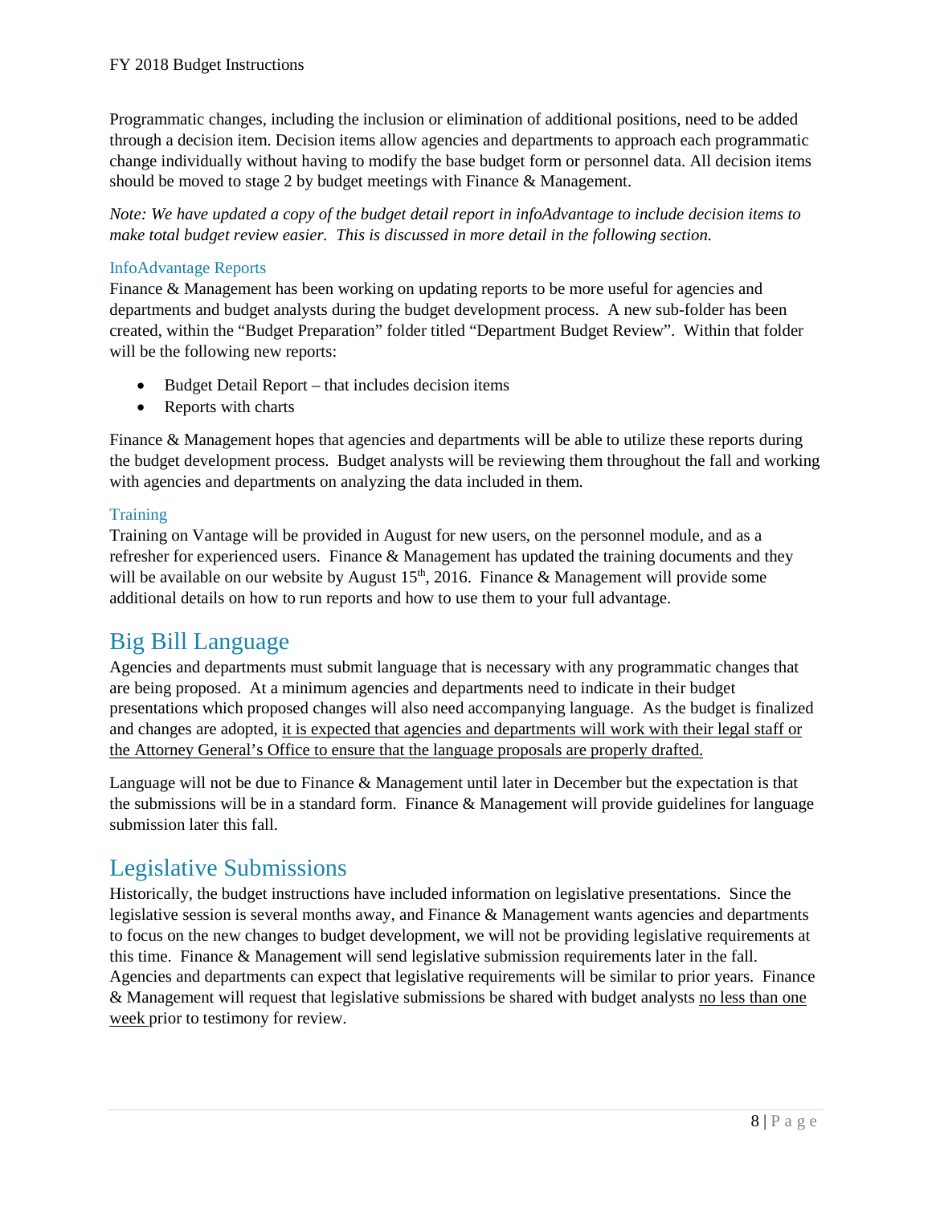Programmatic changes, including the inclusion or elimination of additional positions, need to be added through a decision item. Decision items allow agencies and departments to approach each programmatic change individually without having to modify the base budget form or personnel data. All decision items should be moved to stage 2 by budget meetings with Finance & Management.

*Note: We have updated a copy of the budget detail report in infoAdvantage to include decision items to make total budget review easier. This is discussed in more detail in the following section.*

### InfoAdvantage Reports

Finance & Management has been working on updating reports to be more useful for agencies and departments and budget analysts during the budget development process. A new sub-folder has been created, within the "Budget Preparation" folder titled "Department Budget Review". Within that folder will be the following new reports:

- Budget Detail Report – that includes decision items
- Reports with charts

Finance & Management hopes that agencies and departments will be able to utilize these reports during the budget development process. Budget analysts will be reviewing them throughout the fall and working with agencies and departments on analyzing the data included in them.

### Training

Training on Vantage will be provided in August for new users, on the personnel module, and as a refresher for experienced users. Finance & Management has updated the training documents and they will be available on our website by August 15th, 2016. Finance & Management will provide some additional details on how to run reports and how to use them to your full advantage.

## Big Bill Language

Agencies and departments must submit language that is necessary with any programmatic changes that are being proposed. At a minimum agencies and departments need to indicate in their budget presentations which proposed changes will also need accompanying language. As the budget is finalized and changes are adopted, <u>it is expected that agencies and departments will work with their legal staff or the Attorney General's Office to ensure that the language proposals are properly drafted.</u>

Language will not be due to Finance & Management until later in December but the expectation is that the submissions will be in a standard form. Finance & Management will provide guidelines for language submission later this fall.

## Legislative Submissions

Historically, the budget instructions have included information on legislative presentations. Since the legislative session is several months away, and Finance & Management wants agencies and departments to focus on the new changes to budget development, we will not be providing legislative requirements at this time. Finance & Management will send legislative submission requirements later in the fall. Agencies and departments can expect that legislative requirements will be similar to prior years. Finance & Management will request that legislative submissions be shared with budget analysts <u>no less than one week</u> prior to testimony for review.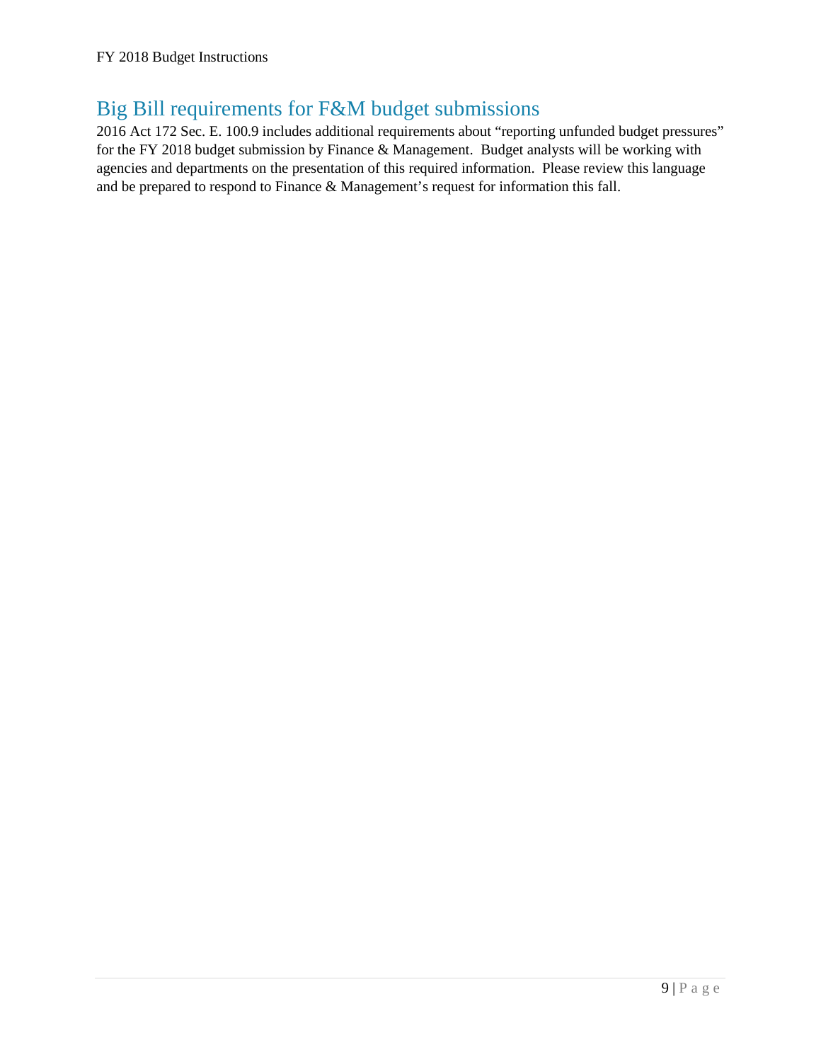## Big Bill requirements for F&M budget submissions

2016 Act 172 Sec. E. 100.9 includes additional requirements about "reporting unfunded budget pressures" for the FY 2018 budget submission by Finance & Management. Budget analysts will be working with agencies and departments on the presentation of this required information. Please review this language and be prepared to respond to Finance & Management's request for information this fall.